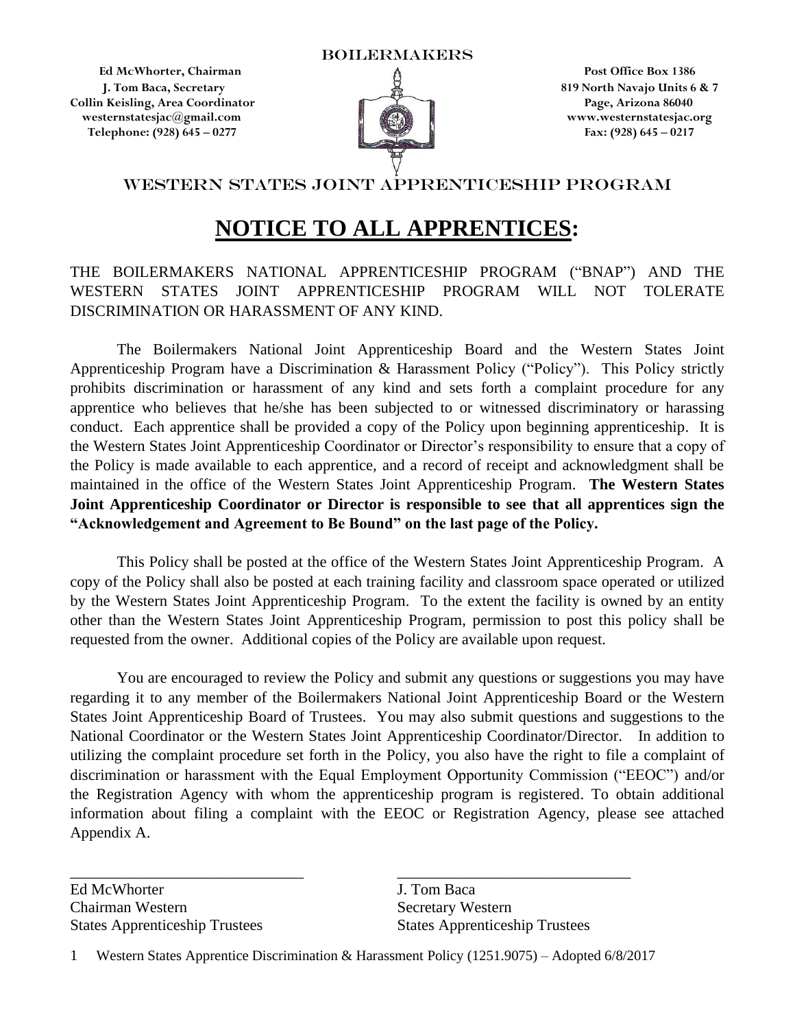BOILERMAKERS

Ed McWhorter, Chairman
J. Tom Baca, Secretary
Collin Keisling, Area Coordinator
westernstatesjac@gmail.com
Telephone: (928) 645 – 0277

Post Office Box 1386
819 North Navajo Units 6 & 7
Page, Arizona 86040
www.westernstatesjac.org
Fax: (928) 645 – 0217

WESTERN STATES JOINT APPRENTICESHIP PROGRAM

# NOTICE TO ALL APPRENTICES:

THE BOILERMAKERS NATIONAL APPRENTICESHIP PROGRAM ("BNAP") AND THE WESTERN STATES JOINT APPRENTICESHIP PROGRAM WILL NOT TOLERATE DISCRIMINATION OR HARASSMENT OF ANY KIND.

The Boilermakers National Joint Apprenticeship Board and the Western States Joint Apprenticeship Program have a Discrimination & Harassment Policy ("Policy"). This Policy strictly prohibits discrimination or harassment of any kind and sets forth a complaint procedure for any apprentice who believes that he/she has been subjected to or witnessed discriminatory or harassing conduct. Each apprentice shall be provided a copy of the Policy upon beginning apprenticeship. It is the Western States Joint Apprenticeship Coordinator or Director's responsibility to ensure that a copy of the Policy is made available to each apprentice, and a record of receipt and acknowledgment shall be maintained in the office of the Western States Joint Apprenticeship Program. **The Western States Joint Apprenticeship Coordinator or Director is responsible to see that all apprentices sign the "Acknowledgement and Agreement to Be Bound" on the last page of the Policy.**

This Policy shall be posted at the office of the Western States Joint Apprenticeship Program. A copy of the Policy shall also be posted at each training facility and classroom space operated or utilized by the Western States Joint Apprenticeship Program. To the extent the facility is owned by an entity other than the Western States Joint Apprenticeship Program, permission to post this policy shall be requested from the owner. Additional copies of the Policy are available upon request.

You are encouraged to review the Policy and submit any questions or suggestions you may have regarding it to any member of the Boilermakers National Joint Apprenticeship Board or the Western States Joint Apprenticeship Board of Trustees. You may also submit questions and suggestions to the National Coordinator or the Western States Joint Apprenticeship Coordinator/Director. In addition to utilizing the complaint procedure set forth in the Policy, you also have the right to file a complaint of discrimination or harassment with the Equal Employment Opportunity Commission ("EEOC") and/or the Registration Agency with whom the apprenticeship program is registered. To obtain additional information about filing a complaint with the EEOC or Registration Agency, please see attached Appendix A.

\_\_\_\_\_\_\_\_\_\_\_\_\_\_\_\_\_\_\_\_\_\_\_\_\_\_\_\_\_\_
Ed McWhorter
Chairman Western
States Apprenticeship Trustees

\_\_\_\_\_\_\_\_\_\_\_\_\_\_\_\_\_\_\_\_\_\_\_\_\_\_\_\_\_\_
J. Tom Baca
Secretary Western
States Apprenticeship Trustees

Western States Apprentice Discrimination & Harassment Policy (1251.9075) – Adopted 6/8/2017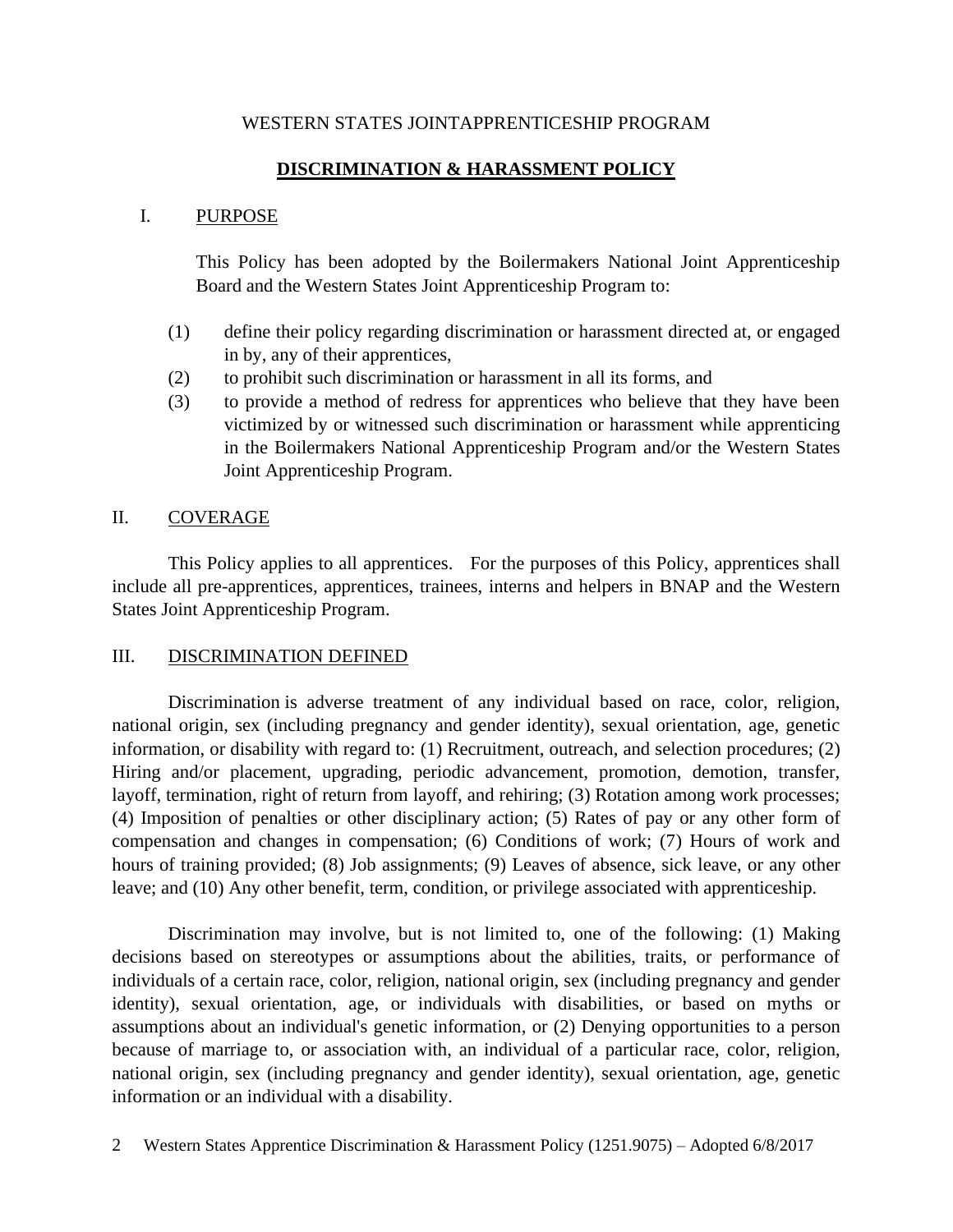WESTERN STATES JOINTAPPRENTICESHIP PROGRAM

# DISCRIMINATION & HARASSMENT POLICY

## I. PURPOSE

This Policy has been adopted by the Boilermakers National Joint Apprenticeship Board and the Western States Joint Apprenticeship Program to:

(1) define their policy regarding discrimination or harassment directed at, or engaged in by, any of their apprentices,

(2) to prohibit such discrimination or harassment in all its forms, and

(3) to provide a method of redress for apprentices who believe that they have been victimized by or witnessed such discrimination or harassment while apprenticing in the Boilermakers National Apprenticeship Program and/or the Western States Joint Apprenticeship Program.

## II. COVERAGE

This Policy applies to all apprentices. For the purposes of this Policy, apprentices shall include all pre-apprentices, apprentices, trainees, interns and helpers in BNAP and the Western States Joint Apprenticeship Program.

## III. DISCRIMINATION DEFINED

Discrimination is adverse treatment of any individual based on race, color, religion, national origin, sex (including pregnancy and gender identity), sexual orientation, age, genetic information, or disability with regard to: (1) Recruitment, outreach, and selection procedures; (2) Hiring and/or placement, upgrading, periodic advancement, promotion, demotion, transfer, layoff, termination, right of return from layoff, and rehiring; (3) Rotation among work processes; (4) Imposition of penalties or other disciplinary action; (5) Rates of pay or any other form of compensation and changes in compensation; (6) Conditions of work; (7) Hours of work and hours of training provided; (8) Job assignments; (9) Leaves of absence, sick leave, or any other leave; and (10) Any other benefit, term, condition, or privilege associated with apprenticeship.

Discrimination may involve, but is not limited to, one of the following: (1) Making decisions based on stereotypes or assumptions about the abilities, traits, or performance of individuals of a certain race, color, religion, national origin, sex (including pregnancy and gender identity), sexual orientation, age, or individuals with disabilities, or based on myths or assumptions about an individual's genetic information, or (2) Denying opportunities to a person because of marriage to, or association with, an individual of a particular race, color, religion, national origin, sex (including pregnancy and gender identity), sexual orientation, age, genetic information or an individual with a disability.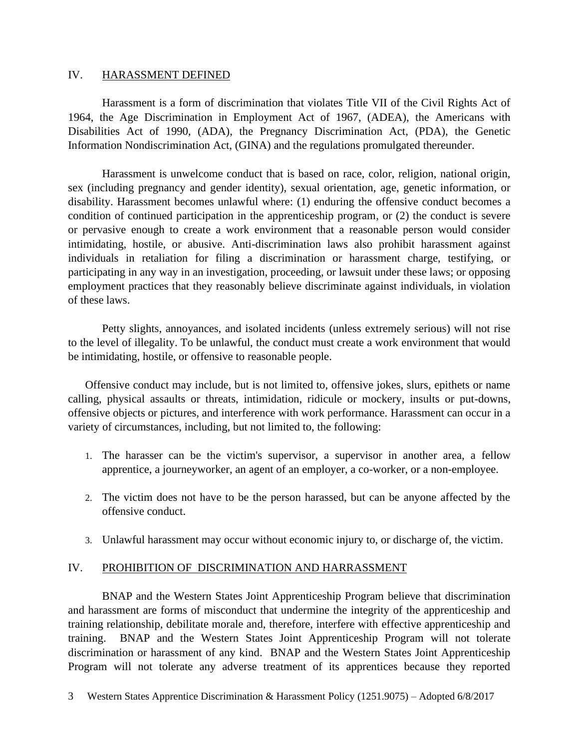## IV. HARASSMENT DEFINED

Harassment is a form of discrimination that violates Title VII of the Civil Rights Act of 1964, the Age Discrimination in Employment Act of 1967, (ADEA), the Americans with Disabilities Act of 1990, (ADA), the Pregnancy Discrimination Act, (PDA), the Genetic Information Nondiscrimination Act, (GINA) and the regulations promulgated thereunder.

Harassment is unwelcome conduct that is based on race, color, religion, national origin, sex (including pregnancy and gender identity), sexual orientation, age, genetic information, or disability. Harassment becomes unlawful where: (1) enduring the offensive conduct becomes a condition of continued participation in the apprenticeship program, or (2) the conduct is severe or pervasive enough to create a work environment that a reasonable person would consider intimidating, hostile, or abusive. Anti-discrimination laws also prohibit harassment against individuals in retaliation for filing a discrimination or harassment charge, testifying, or participating in any way in an investigation, proceeding, or lawsuit under these laws; or opposing employment practices that they reasonably believe discriminate against individuals, in violation of these laws.

Petty slights, annoyances, and isolated incidents (unless extremely serious) will not rise to the level of illegality. To be unlawful, the conduct must create a work environment that would be intimidating, hostile, or offensive to reasonable people.

Offensive conduct may include, but is not limited to, offensive jokes, slurs, epithets or name calling, physical assaults or threats, intimidation, ridicule or mockery, insults or put-downs, offensive objects or pictures, and interference with work performance. Harassment can occur in a variety of circumstances, including, but not limited to, the following:

1. The harasser can be the victim's supervisor, a supervisor in another area, a fellow apprentice, a journeyworker, an agent of an employer, a co-worker, or a non-employee.

2. The victim does not have to be the person harassed, but can be anyone affected by the offensive conduct.

3. Unlawful harassment may occur without economic injury to, or discharge of, the victim.

## IV. PROHIBITION OF DISCRIMINATION AND HARRASSMENT

BNAP and the Western States Joint Apprenticeship Program believe that discrimination and harassment are forms of misconduct that undermine the integrity of the apprenticeship and training relationship, debilitate morale and, therefore, interfere with effective apprenticeship and training. BNAP and the Western States Joint Apprenticeship Program will not tolerate discrimination or harassment of any kind. BNAP and the Western States Joint Apprenticeship Program will not tolerate any adverse treatment of its apprentices because they reported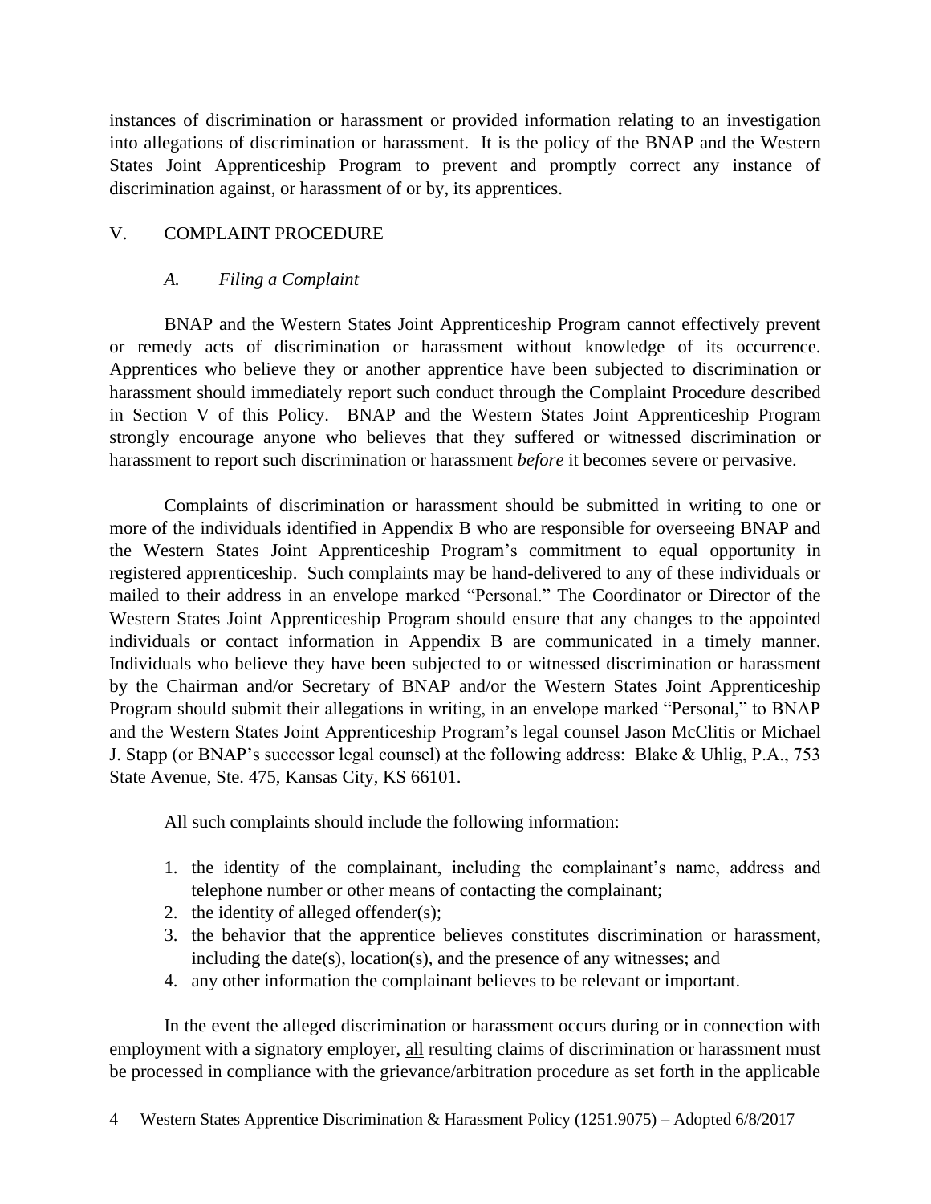instances of discrimination or harassment or provided information relating to an investigation into allegations of discrimination or harassment. It is the policy of the BNAP and the Western States Joint Apprenticeship Program to prevent and promptly correct any instance of discrimination against, or harassment of or by, its apprentices.

## V. COMPLAINT PROCEDURE

### *A. Filing a Complaint*

BNAP and the Western States Joint Apprenticeship Program cannot effectively prevent or remedy acts of discrimination or harassment without knowledge of its occurrence. Apprentices who believe they or another apprentice have been subjected to discrimination or harassment should immediately report such conduct through the Complaint Procedure described in Section V of this Policy. BNAP and the Western States Joint Apprenticeship Program strongly encourage anyone who believes that they suffered or witnessed discrimination or harassment to report such discrimination or harassment *before* it becomes severe or pervasive.

Complaints of discrimination or harassment should be submitted in writing to one or more of the individuals identified in Appendix B who are responsible for overseeing BNAP and the Western States Joint Apprenticeship Program's commitment to equal opportunity in registered apprenticeship. Such complaints may be hand-delivered to any of these individuals or mailed to their address in an envelope marked "Personal." The Coordinator or Director of the Western States Joint Apprenticeship Program should ensure that any changes to the appointed individuals or contact information in Appendix B are communicated in a timely manner. Individuals who believe they have been subjected to or witnessed discrimination or harassment by the Chairman and/or Secretary of BNAP and/or the Western States Joint Apprenticeship Program should submit their allegations in writing, in an envelope marked "Personal," to BNAP and the Western States Joint Apprenticeship Program's legal counsel Jason McClitis or Michael J. Stapp (or BNAP's successor legal counsel) at the following address: Blake & Uhlig, P.A., 753 State Avenue, Ste. 475, Kansas City, KS 66101.

All such complaints should include the following information:

1. the identity of the complainant, including the complainant's name, address and telephone number or other means of contacting the complainant;
2. the identity of alleged offender(s);
3. the behavior that the apprentice believes constitutes discrimination or harassment, including the date(s), location(s), and the presence of any witnesses; and
4. any other information the complainant believes to be relevant or important.

In the event the alleged discrimination or harassment occurs during or in connection with employment with a signatory employer, <u>all</u> resulting claims of discrimination or harassment must be processed in compliance with the grievance/arbitration procedure as set forth in the applicable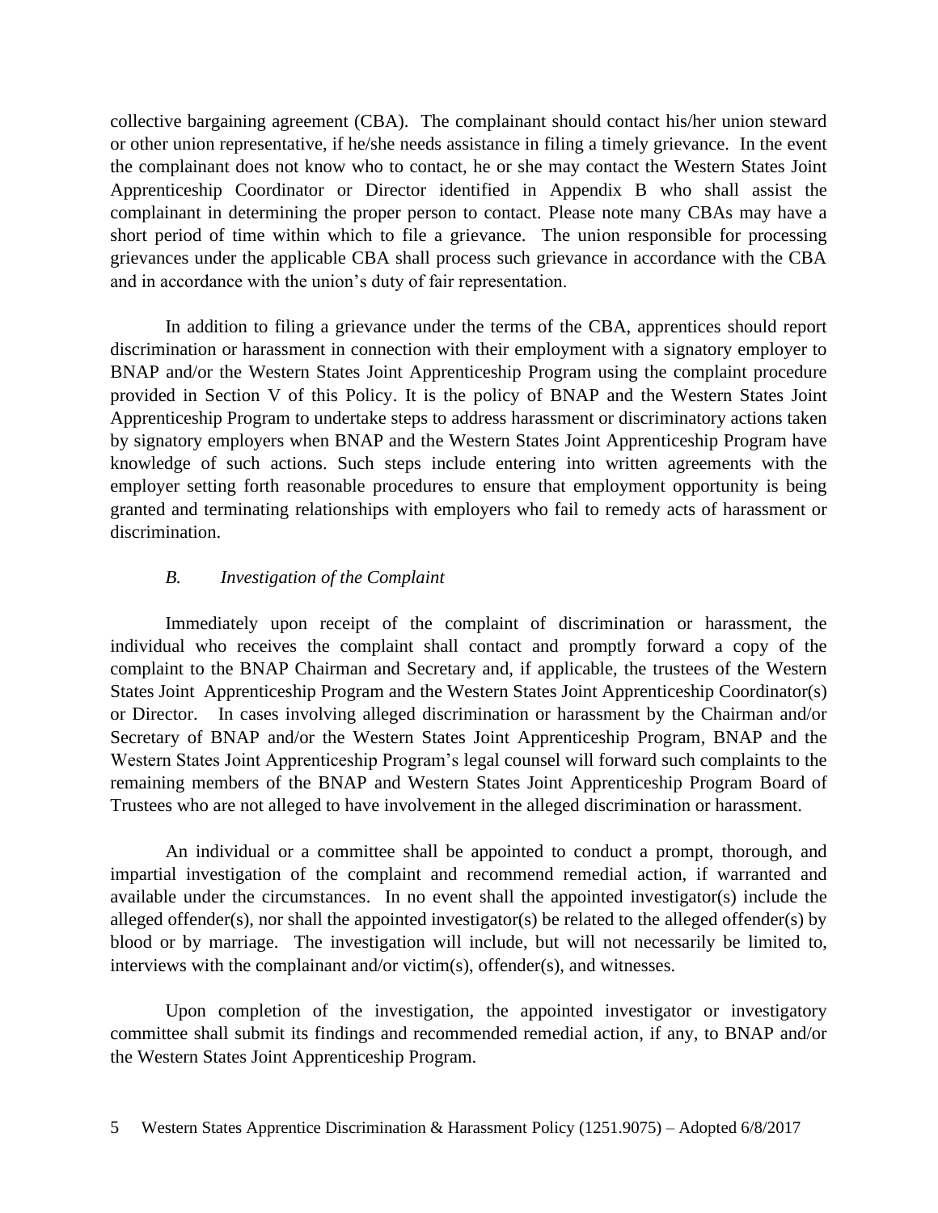collective bargaining agreement (CBA). The complainant should contact his/her union steward or other union representative, if he/she needs assistance in filing a timely grievance. In the event the complainant does not know who to contact, he or she may contact the Western States Joint Apprenticeship Coordinator or Director identified in Appendix B who shall assist the complainant in determining the proper person to contact. Please note many CBAs may have a short period of time within which to file a grievance. The union responsible for processing grievances under the applicable CBA shall process such grievance in accordance with the CBA and in accordance with the union's duty of fair representation.

In addition to filing a grievance under the terms of the CBA, apprentices should report discrimination or harassment in connection with their employment with a signatory employer to BNAP and/or the Western States Joint Apprenticeship Program using the complaint procedure provided in Section V of this Policy. It is the policy of BNAP and the Western States Joint Apprenticeship Program to undertake steps to address harassment or discriminatory actions taken by signatory employers when BNAP and the Western States Joint Apprenticeship Program have knowledge of such actions. Such steps include entering into written agreements with the employer setting forth reasonable procedures to ensure that employment opportunity is being granted and terminating relationships with employers who fail to remedy acts of harassment or discrimination.

### *B. Investigation of the Complaint*

Immediately upon receipt of the complaint of discrimination or harassment, the individual who receives the complaint shall contact and promptly forward a copy of the complaint to the BNAP Chairman and Secretary and, if applicable, the trustees of the Western States Joint Apprenticeship Program and the Western States Joint Apprenticeship Coordinator(s) or Director. In cases involving alleged discrimination or harassment by the Chairman and/or Secretary of BNAP and/or the Western States Joint Apprenticeship Program, BNAP and the Western States Joint Apprenticeship Program's legal counsel will forward such complaints to the remaining members of the BNAP and Western States Joint Apprenticeship Program Board of Trustees who are not alleged to have involvement in the alleged discrimination or harassment.

An individual or a committee shall be appointed to conduct a prompt, thorough, and impartial investigation of the complaint and recommend remedial action, if warranted and available under the circumstances. In no event shall the appointed investigator(s) include the alleged offender(s), nor shall the appointed investigator(s) be related to the alleged offender(s) by blood or by marriage. The investigation will include, but will not necessarily be limited to, interviews with the complainant and/or victim(s), offender(s), and witnesses.

Upon completion of the investigation, the appointed investigator or investigatory committee shall submit its findings and recommended remedial action, if any, to BNAP and/or the Western States Joint Apprenticeship Program.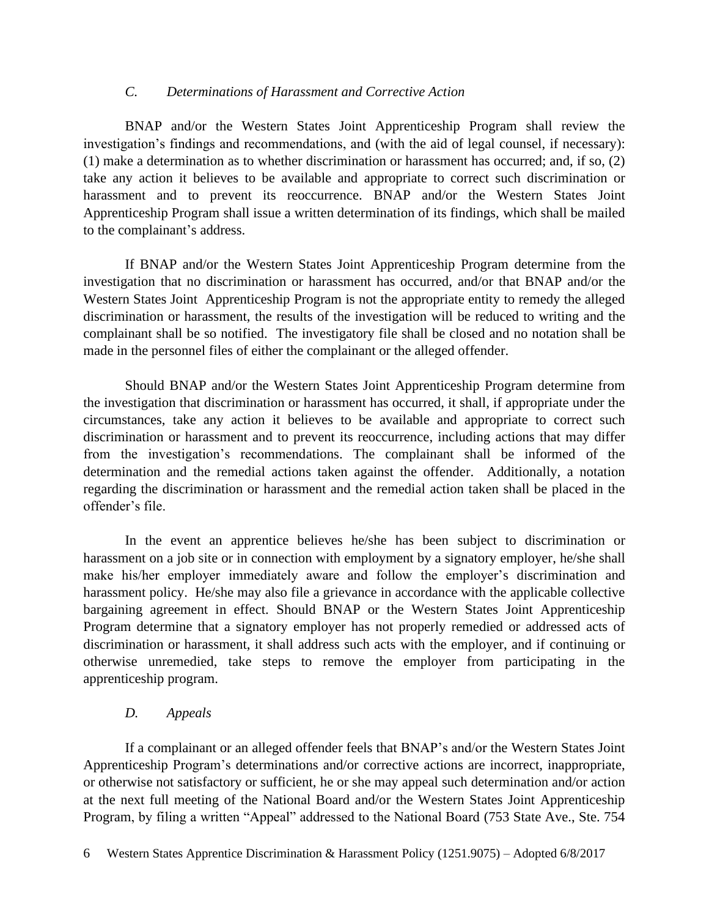### *C. Determinations of Harassment and Corrective Action*

BNAP and/or the Western States Joint Apprenticeship Program shall review the investigation's findings and recommendations, and (with the aid of legal counsel, if necessary): (1) make a determination as to whether discrimination or harassment has occurred; and, if so, (2) take any action it believes to be available and appropriate to correct such discrimination or harassment and to prevent its reoccurrence. BNAP and/or the Western States Joint Apprenticeship Program shall issue a written determination of its findings, which shall be mailed to the complainant's address.

If BNAP and/or the Western States Joint Apprenticeship Program determine from the investigation that no discrimination or harassment has occurred, and/or that BNAP and/or the Western States Joint Apprenticeship Program is not the appropriate entity to remedy the alleged discrimination or harassment, the results of the investigation will be reduced to writing and the complainant shall be so notified. The investigatory file shall be closed and no notation shall be made in the personnel files of either the complainant or the alleged offender.

Should BNAP and/or the Western States Joint Apprenticeship Program determine from the investigation that discrimination or harassment has occurred, it shall, if appropriate under the circumstances, take any action it believes to be available and appropriate to correct such discrimination or harassment and to prevent its reoccurrence, including actions that may differ from the investigation's recommendations. The complainant shall be informed of the determination and the remedial actions taken against the offender. Additionally, a notation regarding the discrimination or harassment and the remedial action taken shall be placed in the offender's file.

In the event an apprentice believes he/she has been subject to discrimination or harassment on a job site or in connection with employment by a signatory employer, he/she shall make his/her employer immediately aware and follow the employer's discrimination and harassment policy. He/she may also file a grievance in accordance with the applicable collective bargaining agreement in effect. Should BNAP or the Western States Joint Apprenticeship Program determine that a signatory employer has not properly remedied or addressed acts of discrimination or harassment, it shall address such acts with the employer, and if continuing or otherwise unremedied, take steps to remove the employer from participating in the apprenticeship program.

### *D. Appeals*

If a complainant or an alleged offender feels that BNAP's and/or the Western States Joint Apprenticeship Program's determinations and/or corrective actions are incorrect, inappropriate, or otherwise not satisfactory or sufficient, he or she may appeal such determination and/or action at the next full meeting of the National Board and/or the Western States Joint Apprenticeship Program, by filing a written "Appeal" addressed to the National Board (753 State Ave., Ste. 754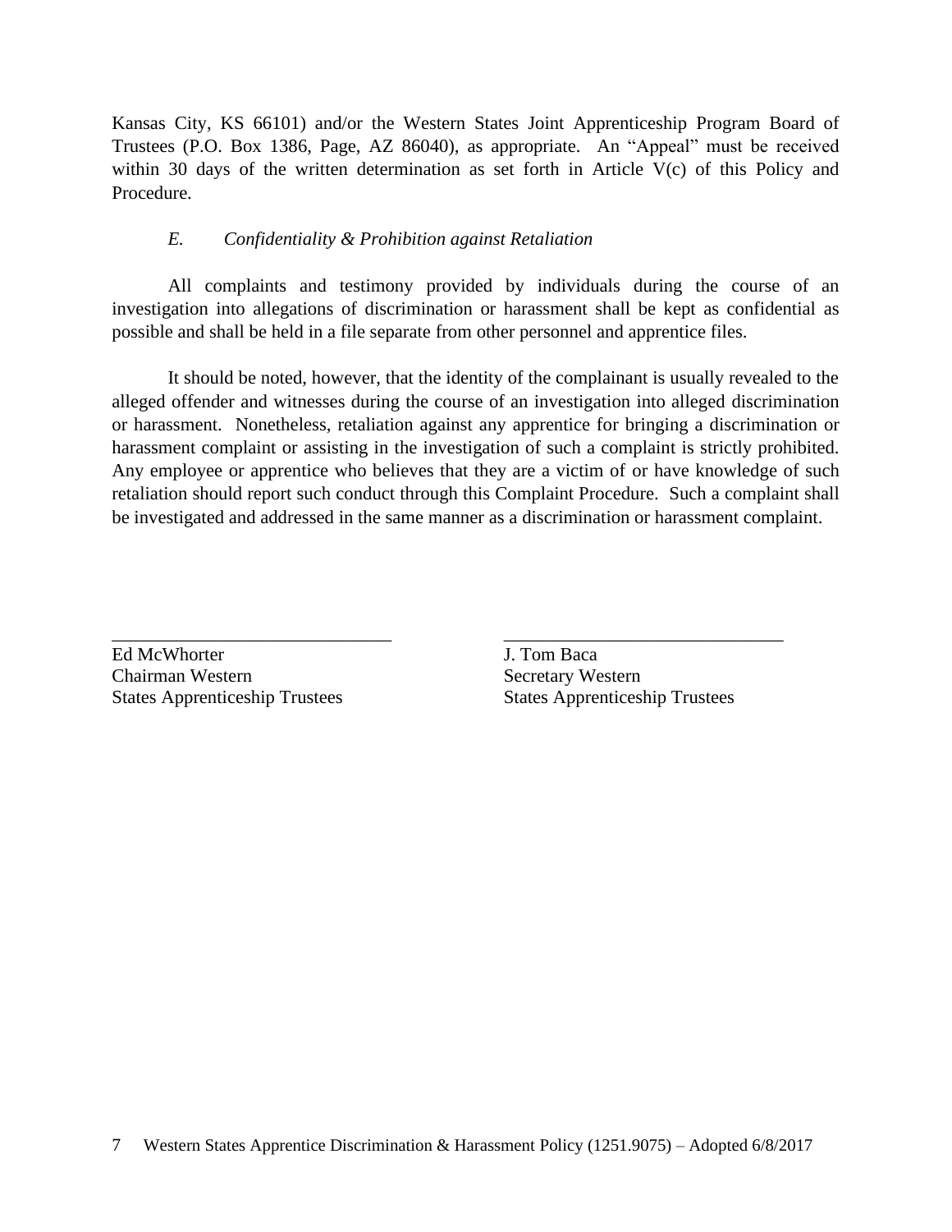Kansas City, KS 66101) and/or the Western States Joint Apprenticeship Program Board of Trustees (P.O. Box 1386, Page, AZ 86040), as appropriate. An "Appeal" must be received within 30 days of the written determination as set forth in Article V(c) of this Policy and Procedure.

*E. Confidentiality & Prohibition against Retaliation*

All complaints and testimony provided by individuals during the course of an investigation into allegations of discrimination or harassment shall be kept as confidential as possible and shall be held in a file separate from other personnel and apprentice files.

It should be noted, however, that the identity of the complainant is usually revealed to the alleged offender and witnesses during the course of an investigation into alleged discrimination or harassment. Nonetheless, retaliation against any apprentice for bringing a discrimination or harassment complaint or assisting in the investigation of such a complaint is strictly prohibited. Any employee or apprentice who believes that they are a victim of or have knowledge of such retaliation should report such conduct through this Complaint Procedure. Such a complaint shall be investigated and addressed in the same manner as a discrimination or harassment complaint.

\_\_\_\_\_\_\_\_\_\_\_\_\_\_\_\_\_\_\_\_\_\_\_\_\_\_\_\_\_\_
Ed McWhorter
Chairman Western
States Apprenticeship Trustees

\_\_\_\_\_\_\_\_\_\_\_\_\_\_\_\_\_\_\_\_\_\_\_\_\_\_\_\_\_\_
J. Tom Baca
Secretary Western
States Apprenticeship Trustees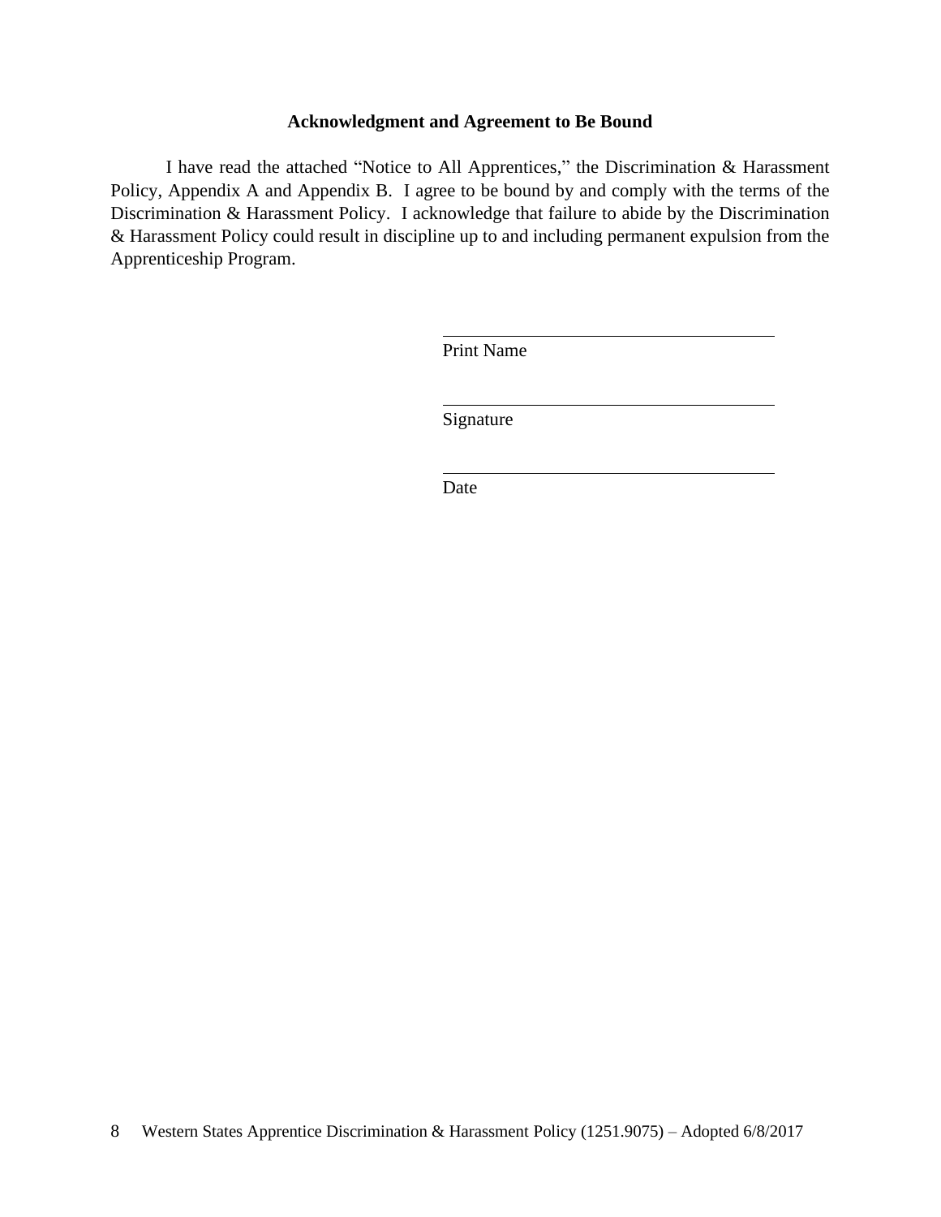**Acknowledgment and Agreement to Be Bound**

I have read the attached "Notice to All Apprentices," the Discrimination & Harassment Policy, Appendix A and Appendix B. I agree to be bound by and comply with the terms of the Discrimination & Harassment Policy. I acknowledge that failure to abide by the Discrimination & Harassment Policy could result in discipline up to and including permanent expulsion from the Apprenticeship Program.

\_\_\_\_\_\_\_\_\_\_\_\_\_\_\_\_\_\_\_\_\_\_\_\_\_\_\_\_\_\_\_\_\_\_\_\_\_\_
Print Name

\_\_\_\_\_\_\_\_\_\_\_\_\_\_\_\_\_\_\_\_\_\_\_\_\_\_\_\_\_\_\_\_\_\_\_\_\_\_
Signature

\_\_\_\_\_\_\_\_\_\_\_\_\_\_\_\_\_\_\_\_\_\_\_\_\_\_\_\_\_\_\_\_\_\_\_\_\_\_
Date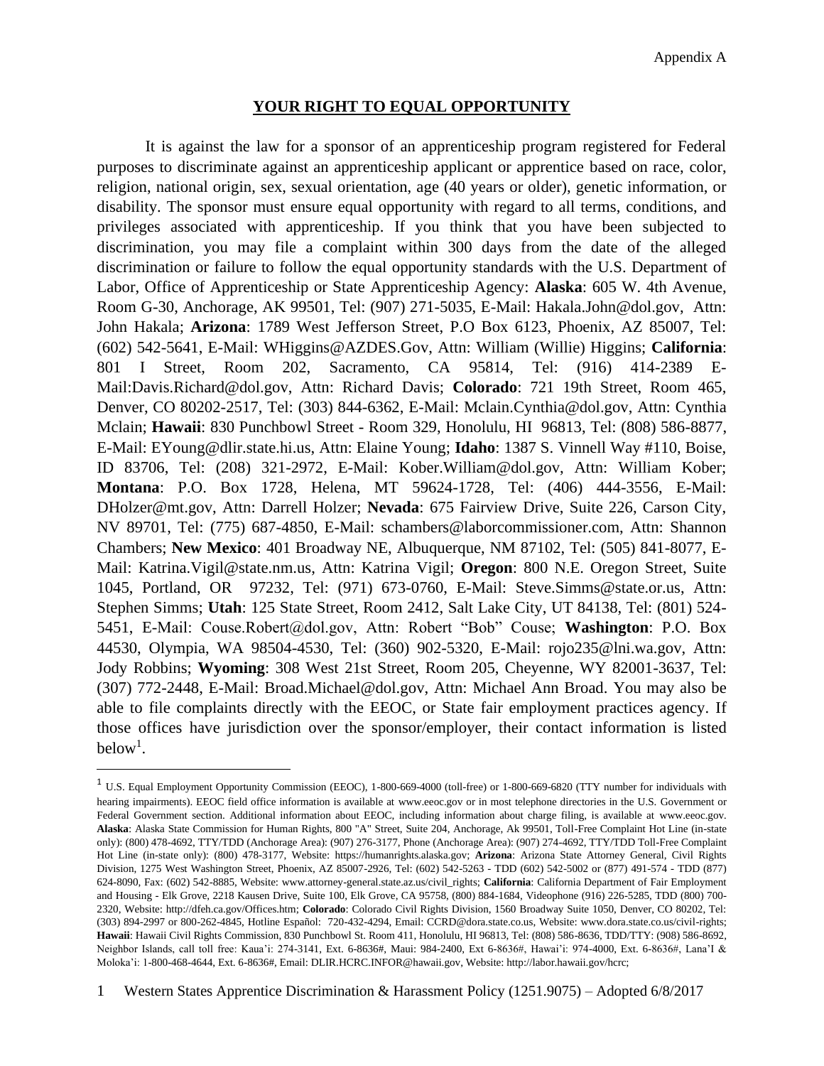Appendix A

## YOUR RIGHT TO EQUAL OPPORTUNITY

It is against the law for a sponsor of an apprenticeship program registered for Federal purposes to discriminate against an apprenticeship applicant or apprentice based on race, color, religion, national origin, sex, sexual orientation, age (40 years or older), genetic information, or disability. The sponsor must ensure equal opportunity with regard to all terms, conditions, and privileges associated with apprenticeship. If you think that you have been subjected to discrimination, you may file a complaint within 300 days from the date of the alleged discrimination or failure to follow the equal opportunity standards with the U.S. Department of Labor, Office of Apprenticeship or State Apprenticeship Agency: **Alaska**: 605 W. 4th Avenue, Room G-30, Anchorage, AK 99501, Tel: (907) 271-5035, E-Mail: Hakala.John@dol.gov, Attn: John Hakala; **Arizona**: 1789 West Jefferson Street, P.O Box 6123, Phoenix, AZ 85007, Tel: (602) 542-5641, E-Mail: WHiggins@AZDES.Gov, Attn: William (Willie) Higgins; **California**: 801 I Street, Room 202, Sacramento, CA 95814, Tel: (916) 414-2389 E-Mail:Davis.Richard@dol.gov, Attn: Richard Davis; **Colorado**: 721 19th Street, Room 465, Denver, CO 80202-2517, Tel: (303) 844-6362, E-Mail: Mclain.Cynthia@dol.gov, Attn: Cynthia Mclain; **Hawaii**: 830 Punchbowl Street - Room 329, Honolulu, HI 96813, Tel: (808) 586-8877, E-Mail: EYoung@dlir.state.hi.us, Attn: Elaine Young; **Idaho**: 1387 S. Vinnell Way #110, Boise, ID 83706, Tel: (208) 321-2972, E-Mail: Kober.William@dol.gov, Attn: William Kober; **Montana**: P.O. Box 1728, Helena, MT 59624-1728, Tel: (406) 444-3556, E-Mail: DHolzer@mt.gov, Attn: Darrell Holzer; **Nevada**: 675 Fairview Drive, Suite 226, Carson City, NV 89701, Tel: (775) 687-4850, E-Mail: schambers@laborcommissioner.com, Attn: Shannon Chambers; **New Mexico**: 401 Broadway NE, Albuquerque, NM 87102, Tel: (505) 841-8077, E-Mail: Katrina.Vigil@state.nm.us, Attn: Katrina Vigil; **Oregon**: 800 N.E. Oregon Street, Suite 1045, Portland, OR 97232, Tel: (971) 673-0760, E-Mail: Steve.Simms@state.or.us, Attn: Stephen Simms; **Utah**: 125 State Street, Room 2412, Salt Lake City, UT 84138, Tel: (801) 524-5451, E-Mail: Couse.Robert@dol.gov, Attn: Robert "Bob" Couse; **Washington**: P.O. Box 44530, Olympia, WA 98504-4530, Tel: (360) 902-5320, E-Mail: rojo235@lni.wa.gov, Attn: Jody Robbins; **Wyoming**: 308 West 21st Street, Room 205, Cheyenne, WY 82001-3637, Tel: (307) 772-2448, E-Mail: Broad.Michael@dol.gov, Attn: Michael Ann Broad. You may also be able to file complaints directly with the EEOC, or State fair employment practices agency. If those offices have jurisdiction over the sponsor/employer, their contact information is listed below[1].

---

[1] U.S. Equal Employment Opportunity Commission (EEOC), 1-800-669-4000 (toll-free) or 1-800-669-6820 (TTY number for individuals with hearing impairments). EEOC field office information is available at www.eeoc.gov or in most telephone directories in the U.S. Government or Federal Government section. Additional information about EEOC, including information about charge filing, is available at www.eeoc.gov. **Alaska**: Alaska State Commission for Human Rights, 800 "A" Street, Suite 204, Anchorage, Ak 99501, Toll-Free Complaint Hot Line (in-state only): (800) 478-4692, TTY/TDD (Anchorage Area): (907) 276-3177, Phone (Anchorage Area): (907) 274-4692, TTY/TDD Toll-Free Complaint Hot Line (in-state only): (800) 478-3177, Website: https://humanrights.alaska.gov; **Arizona**: Arizona State Attorney General, Civil Rights Division, 1275 West Washington Street, Phoenix, AZ 85007-2926, Tel: (602) 542-5263 - TDD (602) 542-5002 or (877) 491-574 - TDD (877) 624-8090, Fax: (602) 542-8885, Website: www.attorney-general.state.az.us/civil_rights; **California**: California Department of Fair Employment and Housing - Elk Grove, 2218 Kausen Drive, Suite 100, Elk Grove, CA 95758, (800) 884-1684, Videophone (916) 226-5285, TDD (800) 700-2320, Website: http://dfeh.ca.gov/Offices.htm; **Colorado**: Colorado Civil Rights Division, 1560 Broadway Suite 1050, Denver, CO 80202, Tel: (303) 894-2997 or 800-262-4845, Hotline Español: 720-432-4294, Email: CCRD@dora.state.co.us, Website: www.dora.state.co.us/civil-rights; **Hawaii**: Hawaii Civil Rights Commission, 830 Punchbowl St. Room 411, Honolulu, HI 96813, Tel: (808) 586-8636, TDD/TTY: (908) 586-8692, Neighbor Islands, call toll free: Kaua'i: 274-3141, Ext. 6-8636#, Maui: 984-2400, Ext 6-8636#, Hawai'i: 974-4000, Ext. 6-8636#, Lana'I & Moloka'i: 1-800-468-4644, Ext. 6-8636#, Email: DLIR.HCRC.INFOR@hawaii.gov, Website: http://labor.hawaii.gov/hcrc;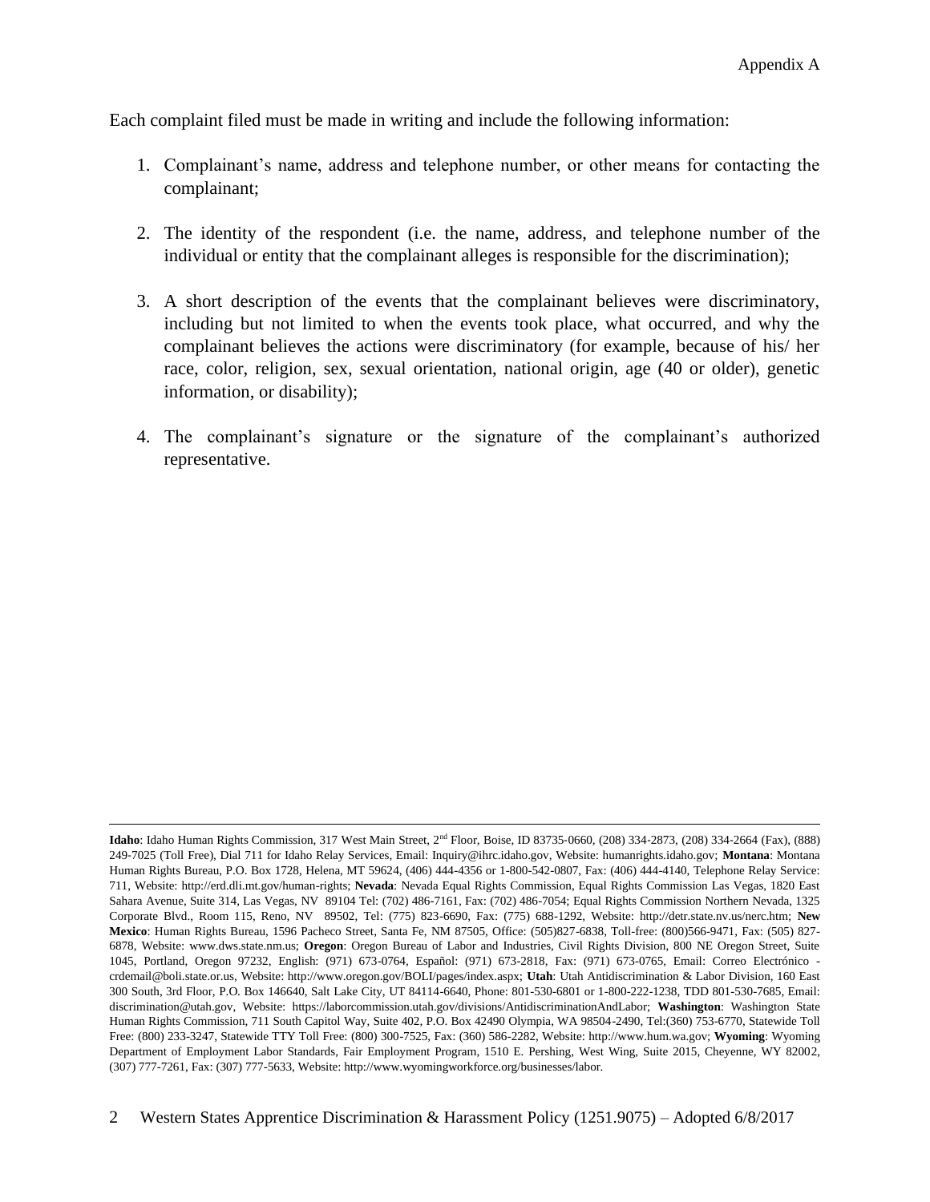Each complaint filed must be made in writing and include the following information:

1. Complainant's name, address and telephone number, or other means for contacting the complainant;

2. The identity of the respondent (i.e. the name, address, and telephone number of the individual or entity that the complainant alleges is responsible for the discrimination);

3. A short description of the events that the complainant believes were discriminatory, including but not limited to when the events took place, what occurred, and why the complainant believes the actions were discriminatory (for example, because of his/ her race, color, religion, sex, sexual orientation, national origin, age (40 or older), genetic information, or disability);

4. The complainant's signature or the signature of the complainant's authorized representative.

---

**Idaho**: Idaho Human Rights Commission, 317 West Main Street, 2nd Floor, Boise, ID 83735-0660, (208) 334-2873, (208) 334-2664 (Fax), (888) 249-7025 (Toll Free), Dial 711 for Idaho Relay Services, Email: Inquiry@ihrc.idaho.gov, Website: humanrights.idaho.gov; **Montana**: Montana Human Rights Bureau, P.O. Box 1728, Helena, MT 59624, (406) 444-4356 or 1-800-542-0807, Fax: (406) 444-4140, Telephone Relay Service: 711, Website: http://erd.dli.mt.gov/human-rights; **Nevada**: Nevada Equal Rights Commission, Equal Rights Commission Las Vegas, 1820 East Sahara Avenue, Suite 314, Las Vegas, NV 89104 Tel: (702) 486-7161, Fax: (702) 486-7054; Equal Rights Commission Northern Nevada, 1325 Corporate Blvd., Room 115, Reno, NV 89502, Tel: (775) 823-6690, Fax: (775) 688-1292, Website: http://detr.state.nv.us/nerc.htm; **New Mexico**: Human Rights Bureau, 1596 Pacheco Street, Santa Fe, NM 87505, Office: (505)827-6838, Toll-free: (800)566-9471, Fax: (505) 827-6878, Website: www.dws.state.nm.us; **Oregon**: Oregon Bureau of Labor and Industries, Civil Rights Division, 800 NE Oregon Street, Suite 1045, Portland, Oregon 97232, English: (971) 673-0764, Español: (971) 673-2818, Fax: (971) 673-0765, Email: Correo Electrónico - crdemail@boli.state.or.us, Website: http://www.oregon.gov/BOLI/pages/index.aspx; **Utah**: Utah Antidiscrimination & Labor Division, 160 East 300 South, 3rd Floor, P.O. Box 146640, Salt Lake City, UT 84114-6640, Phone: 801-530-6801 or 1-800-222-1238, TDD 801-530-7685, Email: discrimination@utah.gov, Website: https://laborcommission.utah.gov/divisions/AntidiscriminationAndLabor; **Washington**: Washington State Human Rights Commission, 711 South Capitol Way, Suite 402, P.O. Box 42490 Olympia, WA 98504-2490, Tel:(360) 753-6770, Statewide Toll Free: (800) 233-3247, Statewide TTY Toll Free: (800) 300-7525, Fax: (360) 586-2282, Website: http://www.hum.wa.gov; **Wyoming**: Wyoming Department of Employment Labor Standards, Fair Employment Program, 1510 E. Pershing, West Wing, Suite 2015, Cheyenne, WY 82002, (307) 777-7261, Fax: (307) 777-5633, Website: http://www.wyomingworkforce.org/businesses/labor.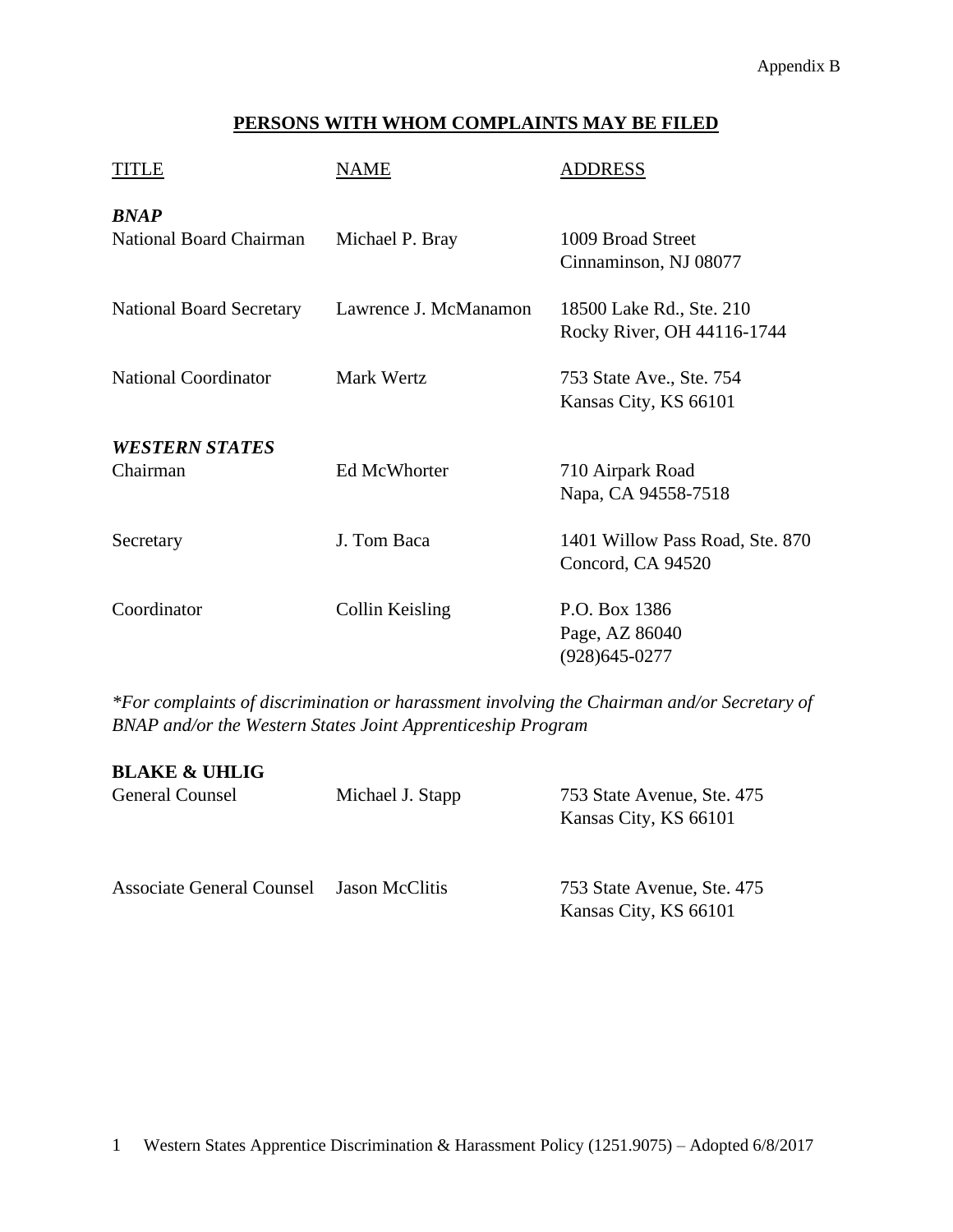Appendix B

## PERSONS WITH WHOM COMPLAINTS MAY BE FILED

| TITLE | NAME | ADDRESS |
|---|---|---|
| ***BNAP*** | | |
| National Board Chairman | Michael P. Bray | 1009 Broad Street<br>Cinnaminson, NJ 08077 |
| National Board Secretary | Lawrence J. McManamon | 18500 Lake Rd., Ste. 210<br>Rocky River, OH 44116-1744 |
| National Coordinator | Mark Wertz | 753 State Ave., Ste. 754<br>Kansas City, KS 66101 |
| ***WESTERN STATES*** | | |
| Chairman | Ed McWhorter | 710 Airpark Road<br>Napa, CA 94558-7518 |
| Secretary | J. Tom Baca | 1401 Willow Pass Road, Ste. 870<br>Concord, CA 94520 |
| Coordinator | Collin Keisling | P.O. Box 1386<br>Page, AZ 86040<br>(928)645-0277 |

**For complaints of discrimination or harassment involving the Chairman and/or Secretary of BNAP and/or the Western States Joint Apprenticeship Program*

| | | |
|---|---|---|
| **BLAKE & UHLIG** | | |
| General Counsel | Michael J. Stapp | 753 State Avenue, Ste. 475<br>Kansas City, KS 66101 |
| Associate General Counsel | Jason McClitis | 753 State Avenue, Ste. 475<br>Kansas City, KS 66101 |

1 Western States Apprentice Discrimination & Harassment Policy (1251.9075) – Adopted 6/8/2017